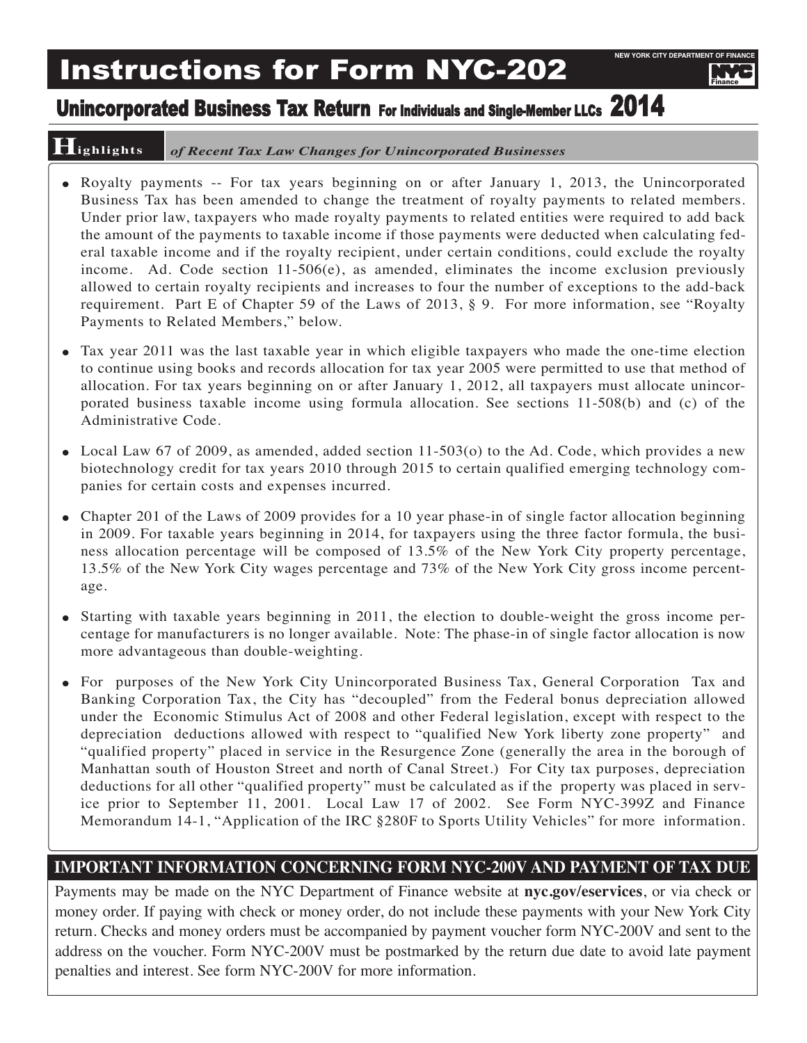# Instructions for Form NYC-202

NEW YORK CITY DEPARTMENT OF FINANCE

## Unincorporated Business Tax Return For Individuals and Single-Member LLCs 2014

### Highlights *of Recent Tax Law Changes for Unincorporated Businesses*

- Royalty payments -- For tax years beginning on or after January 1, 2013, the Unincorporated Business Tax has been amended to change the treatment of royalty payments to related members. Under prior law, taxpayers who made royalty payments to related entities were required to add back the amount of the payments to taxable income if those payments were deducted when calculating federal taxable income and if the royalty recipient, under certain conditions, could exclude the royalty income. Ad. Code section 11-506(e), as amended, eliminates the income exclusion previously allowed to certain royalty recipients and increases to four the number of exceptions to the add-back requirement. Part E of Chapter 59 of the Laws of 2013, § 9. For more information, see "Royalty Payments to Related Members," below.

- Tax year 2011 was the last taxable year in which eligible taxpayers who made the one-time election to continue using books and records allocation for tax year 2005 were permitted to use that method of allocation. For tax years beginning on or after January 1, 2012, all taxpayers must allocate unincorporated business taxable income using formula allocation. See sections 11-508(b) and (c) of the Administrative Code.

- Local Law 67 of 2009, as amended, added section 11-503(o) to the Ad. Code, which provides a new biotechnology credit for tax years 2010 through 2015 to certain qualified emerging technology companies for certain costs and expenses incurred.

- Chapter 201 of the Laws of 2009 provides for a 10 year phase-in of single factor allocation beginning in 2009. For taxable years beginning in 2014, for taxpayers using the three factor formula, the business allocation percentage will be composed of 13.5% of the New York City property percentage, 13.5% of the New York City wages percentage and 73% of the New York City gross income percentage.

- Starting with taxable years beginning in 2011, the election to double-weight the gross income percentage for manufacturers is no longer available. Note: The phase-in of single factor allocation is now more advantageous than double-weighting.

- For purposes of the New York City Unincorporated Business Tax, General Corporation Tax and Banking Corporation Tax, the City has "decoupled" from the Federal bonus depreciation allowed under the Economic Stimulus Act of 2008 and other Federal legislation, except with respect to the depreciation deductions allowed with respect to "qualified New York liberty zone property" and "qualified property" placed in service in the Resurgence Zone (generally the area in the borough of Manhattan south of Houston Street and north of Canal Street.) For City tax purposes, depreciation deductions for all other "qualified property" must be calculated as if the property was placed in service prior to September 11, 2001. Local Law 17 of 2002. See Form NYC-399Z and Finance Memorandum 14-1, "Application of the IRC §280F to Sports Utility Vehicles" for more information.

### IMPORTANT INFORMATION CONCERNING FORM NYC-200V AND PAYMENT OF TAX DUE

Payments may be made on the NYC Department of Finance website at **nyc.gov/eservices**, or via check or money order. If paying with check or money order, do not include these payments with your New York City return. Checks and money orders must be accompanied by payment voucher form NYC-200V and sent to the address on the voucher. Form NYC-200V must be postmarked by the return due date to avoid late payment penalties and interest. See form NYC-200V for more information.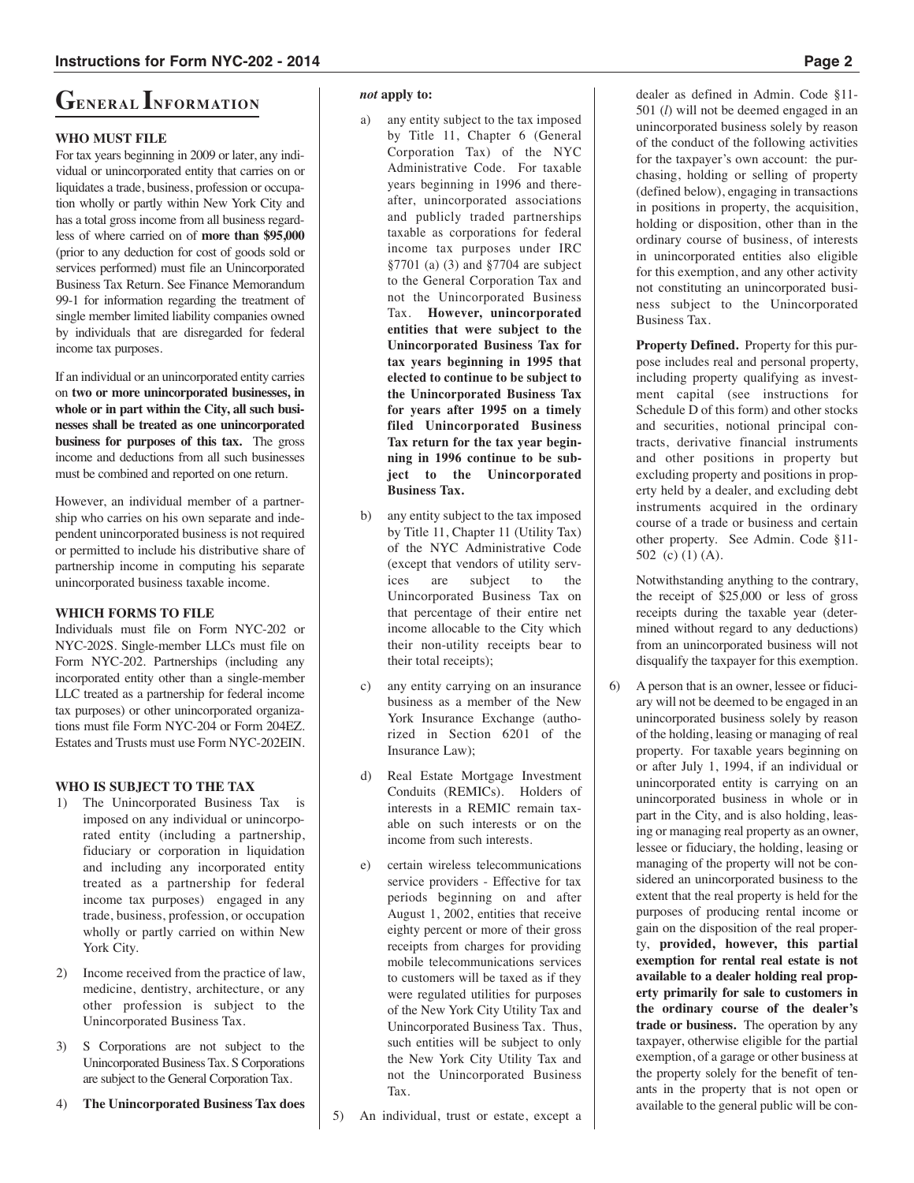# General Information

### WHO MUST FILE

For tax years beginning in 2009 or later, any individual or unincorporated entity that carries on or liquidates a trade, business, profession or occupation wholly or partly within New York City and has a total gross income from all business regardless of where carried on of **more than $95,000** (prior to any deduction for cost of goods sold or services performed) must file an Unincorporated Business Tax Return. See Finance Memorandum 99-1 for information regarding the treatment of single member limited liability companies owned by individuals that are disregarded for federal income tax purposes.

If an individual or an unincorporated entity carries on **two or more unincorporated businesses, in whole or in part within the City, all such businesses shall be treated as one unincorporated business for purposes of this tax.** The gross income and deductions from all such businesses must be combined and reported on one return.

However, an individual member of a partnership who carries on his own separate and independent unincorporated business is not required or permitted to include his distributive share of partnership income in computing his separate unincorporated business taxable income.

### WHICH FORMS TO FILE

Individuals must file on Form NYC-202 or NYC-202S. Single-member LLCs must file on Form NYC-202. Partnerships (including any incorporated entity other than a single-member LLC treated as a partnership for federal income tax purposes) or other unincorporated organizations must file Form NYC-204 or Form 204EZ. Estates and Trusts must use Form NYC-202EIN.

### WHO IS SUBJECT TO THE TAX

1) The Unincorporated Business Tax is imposed on any individual or unincorporated entity (including a partnership, fiduciary or corporation in liquidation and including any incorporated entity treated as a partnership for federal income tax purposes) engaged in any trade, business, profession, or occupation wholly or partly carried on within New York City.

2) Income received from the practice of law, medicine, dentistry, architecture, or any other profession is subject to the Unincorporated Business Tax.

3) S Corporations are not subject to the Unincorporated Business Tax. S Corporations are subject to the General Corporation Tax.

4) **The Unincorporated Business Tax does *not* apply to:**

   a) any entity subject to the tax imposed by Title 11, Chapter 6 (General Corporation Tax) of the NYC Administrative Code. For taxable years beginning in 1996 and thereafter, unincorporated associations and publicly traded partnerships taxable as corporations for federal income tax purposes under IRC §7701 (a) (3) and §7704 are subject to the General Corporation Tax and not the Unincorporated Business Tax. **However, unincorporated entities that were subject to the Unincorporated Business Tax for tax years beginning in 1995 that elected to continue to be subject to the Unincorporated Business Tax for years after 1995 on a timely filed Unincorporated Business Tax return for the tax year beginning in 1996 continue to be subject to the Unincorporated Business Tax.**

   b) any entity subject to the tax imposed by Title 11, Chapter 11 (Utility Tax) of the NYC Administrative Code (except that vendors of utility services are subject to the Unincorporated Business Tax on that percentage of their entire net income allocable to the City which their non-utility receipts bear to their total receipts);

   c) any entity carrying on an insurance business as a member of the New York Insurance Exchange (authorized in Section 6201 of the Insurance Law);

   d) Real Estate Mortgage Investment Conduits (REMICs). Holders of interests in a REMIC remain taxable on such interests or on the income from such interests.

   e) certain wireless telecommunications service providers - Effective for tax periods beginning on and after August 1, 2002, entities that receive eighty percent or more of their gross receipts from charges for providing mobile telecommunications services to customers will be taxed as if they were regulated utilities for purposes of the New York City Utility Tax and Unincorporated Business Tax. Thus, such entities will be subject to only the New York City Utility Tax and not the Unincorporated Business Tax.

5) An individual, trust or estate, except a dealer as defined in Admin. Code §11-501 (*l*) will not be deemed engaged in an unincorporated business solely by reason of the conduct of the following activities for the taxpayer's own account: the purchasing, holding or selling of property (defined below), engaging in transactions in positions in property, the acquisition, holding or disposition, other than in the ordinary course of business, of interests in unincorporated entities also eligible for this exemption, and any other activity not constituting an unincorporated business subject to the Unincorporated Business Tax.

   **Property Defined.** Property for this purpose includes real and personal property, including property qualifying as investment capital (see instructions for Schedule D of this form) and other stocks and securities, notional principal contracts, derivative financial instruments and other positions in property but excluding property and positions in property held by a dealer, and excluding debt instruments acquired in the ordinary course of a trade or business and certain other property. See Admin. Code §11-502 (c) (1) (A).

   Notwithstanding anything to the contrary, the receipt of $25,000 or less of gross receipts during the taxable year (determined without regard to any deductions) from an unincorporated business will not disqualify the taxpayer for this exemption.

6) A person that is an owner, lessee or fiduciary will not be deemed to be engaged in an unincorporated business solely by reason of the holding, leasing or managing of real property. For taxable years beginning on or after July 1, 1994, if an individual or unincorporated entity is carrying on an unincorporated business in whole or in part in the City, and is also holding, leasing or managing real property as an owner, lessee or fiduciary, the holding, leasing or managing of the property will not be considered an unincorporated business to the extent that the real property is held for the purposes of producing rental income or gain on the disposition of the real property, **provided, however, this partial exemption for rental real estate is not available to a dealer holding real property primarily for sale to customers in the ordinary course of the dealer's trade or business.** The operation by any taxpayer, otherwise eligible for the partial exemption, of a garage or other business at the property solely for the benefit of tenants in the property that is not open or available to the general public will be con-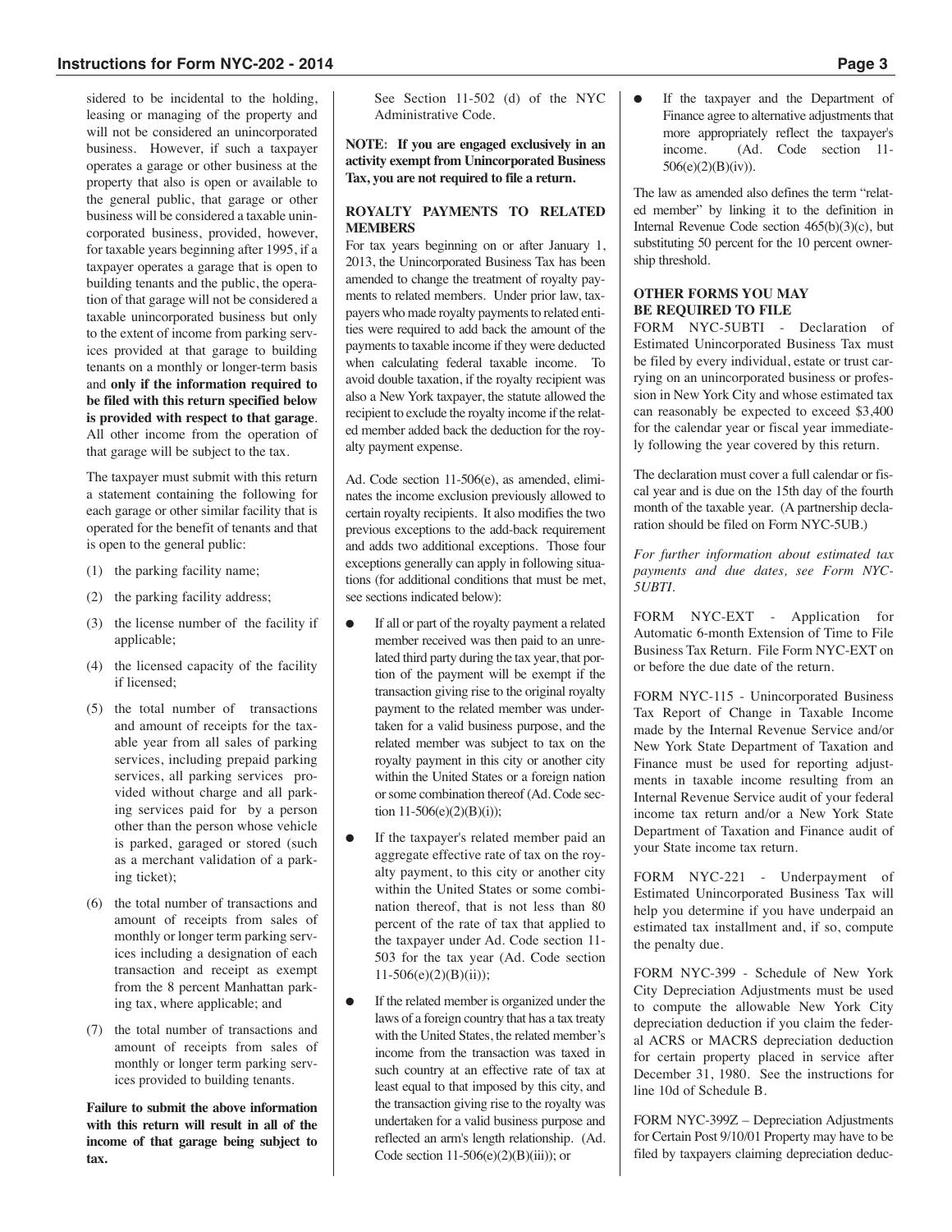sidered to be incidental to the holding, leasing or managing of the property and will not be considered an unincorporated business. However, if such a taxpayer operates a garage or other business at the property that also is open or available to the general public, that garage or other business will be considered a taxable unincorporated business, provided, however, for taxable years beginning after 1995, if a taxpayer operates a garage that is open to building tenants and the public, the operation of that garage will not be considered a taxable unincorporated business but only to the extent of income from parking services provided at that garage to building tenants on a monthly or longer-term basis and **only if the information required to be filed with this return specified below is provided with respect to that garage**. All other income from the operation of that garage will be subject to the tax.

The taxpayer must submit with this return a statement containing the following for each garage or other similar facility that is operated for the benefit of tenants and that is open to the general public:

(1) the parking facility name;

(2) the parking facility address;

(3) the license number of the facility if applicable;

(4) the licensed capacity of the facility if licensed;

(5) the total number of transactions and amount of receipts for the taxable year from all sales of parking services, including prepaid parking services, all parking services provided without charge and all parking services paid for by a person other than the person whose vehicle is parked, garaged or stored (such as a merchant validation of a parking ticket);

(6) the total number of transactions and amount of receipts from sales of monthly or longer term parking services including a designation of each transaction and receipt as exempt from the 8 percent Manhattan parking tax, where applicable; and

(7) the total number of transactions and amount of receipts from sales of monthly or longer term parking services provided to building tenants.

**Failure to submit the above information with this return will result in all of the income of that garage being subject to tax.**

See Section 11-502 (d) of the NYC Administrative Code.

**NOTE: If you are engaged exclusively in an activity exempt from Unincorporated Business Tax, you are not required to file a return.**

### ROYALTY PAYMENTS TO RELATED MEMBERS

For tax years beginning on or after January 1, 2013, the Unincorporated Business Tax has been amended to change the treatment of royalty payments to related members. Under prior law, taxpayers who made royalty payments to related entities were required to add back the amount of the payments to taxable income if they were deducted when calculating federal taxable income. To avoid double taxation, if the royalty recipient was also a New York taxpayer, the statute allowed the recipient to exclude the royalty income if the related member added back the deduction for the royalty payment expense.

Ad. Code section 11-506(e), as amended, eliminates the income exclusion previously allowed to certain royalty recipients. It also modifies the two previous exceptions to the add-back requirement and adds two additional exceptions. Those four exceptions generally can apply in following situations (for additional conditions that must be met, see sections indicated below):

- If all or part of the royalty payment a related member received was then paid to an unrelated third party during the tax year, that portion of the payment will be exempt if the transaction giving rise to the original royalty payment to the related member was undertaken for a valid business purpose, and the related member was subject to tax on the royalty payment in this city or another city within the United States or a foreign nation or some combination thereof (Ad. Code section 11-506(e)(2)(B)(i));
- If the taxpayer's related member paid an aggregate effective rate of tax on the royalty payment, to this city or another city within the United States or some combination thereof, that is not less than 80 percent of the rate of tax that applied to the taxpayer under Ad. Code section 11-503 for the tax year (Ad. Code section 11-506(e)(2)(B)(ii));
- If the related member is organized under the laws of a foreign country that has a tax treaty with the United States, the related member's income from the transaction was taxed in such country at an effective rate of tax at least equal to that imposed by this city, and the transaction giving rise to the royalty was undertaken for a valid business purpose and reflected an arm's length relationship. (Ad. Code section 11-506(e)(2)(B)(iii)); or
- If the taxpayer and the Department of Finance agree to alternative adjustments that more appropriately reflect the taxpayer's income. (Ad. Code section 11-506(e)(2)(B)(iv)).

The law as amended also defines the term "related member" by linking it to the definition in Internal Revenue Code section 465(b)(3)(c), but substituting 50 percent for the 10 percent ownership threshold.

### OTHER FORMS YOU MAY BE REQUIRED TO FILE

FORM NYC-5UBTI - Declaration of Estimated Unincorporated Business Tax must be filed by every individual, estate or trust carrying on an unincorporated business or profession in New York City and whose estimated tax can reasonably be expected to exceed $3,400 for the calendar year or fiscal year immediately following the year covered by this return.

The declaration must cover a full calendar or fiscal year and is due on the 15th day of the fourth month of the taxable year. (A partnership declaration should be filed on Form NYC-5UB.)

*For further information about estimated tax payments and due dates, see Form NYC-5UBTI.*

FORM NYC-EXT - Application for Automatic 6-month Extension of Time to File Business Tax Return. File Form NYC-EXT on or before the due date of the return.

FORM NYC-115 - Unincorporated Business Tax Report of Change in Taxable Income made by the Internal Revenue Service and/or New York State Department of Taxation and Finance must be used for reporting adjustments in taxable income resulting from an Internal Revenue Service audit of your federal income tax return and/or a New York State Department of Taxation and Finance audit of your State income tax return.

FORM NYC-221 - Underpayment of Estimated Unincorporated Business Tax will help you determine if you have underpaid an estimated tax installment and, if so, compute the penalty due.

FORM NYC-399 - Schedule of New York City Depreciation Adjustments must be used to compute the allowable New York City depreciation deduction if you claim the federal ACRS or MACRS depreciation deduction for certain property placed in service after December 31, 1980. See the instructions for line 10d of Schedule B.

FORM NYC-399Z – Depreciation Adjustments for Certain Post 9/10/01 Property may have to be filed by taxpayers claiming depreciation deduc-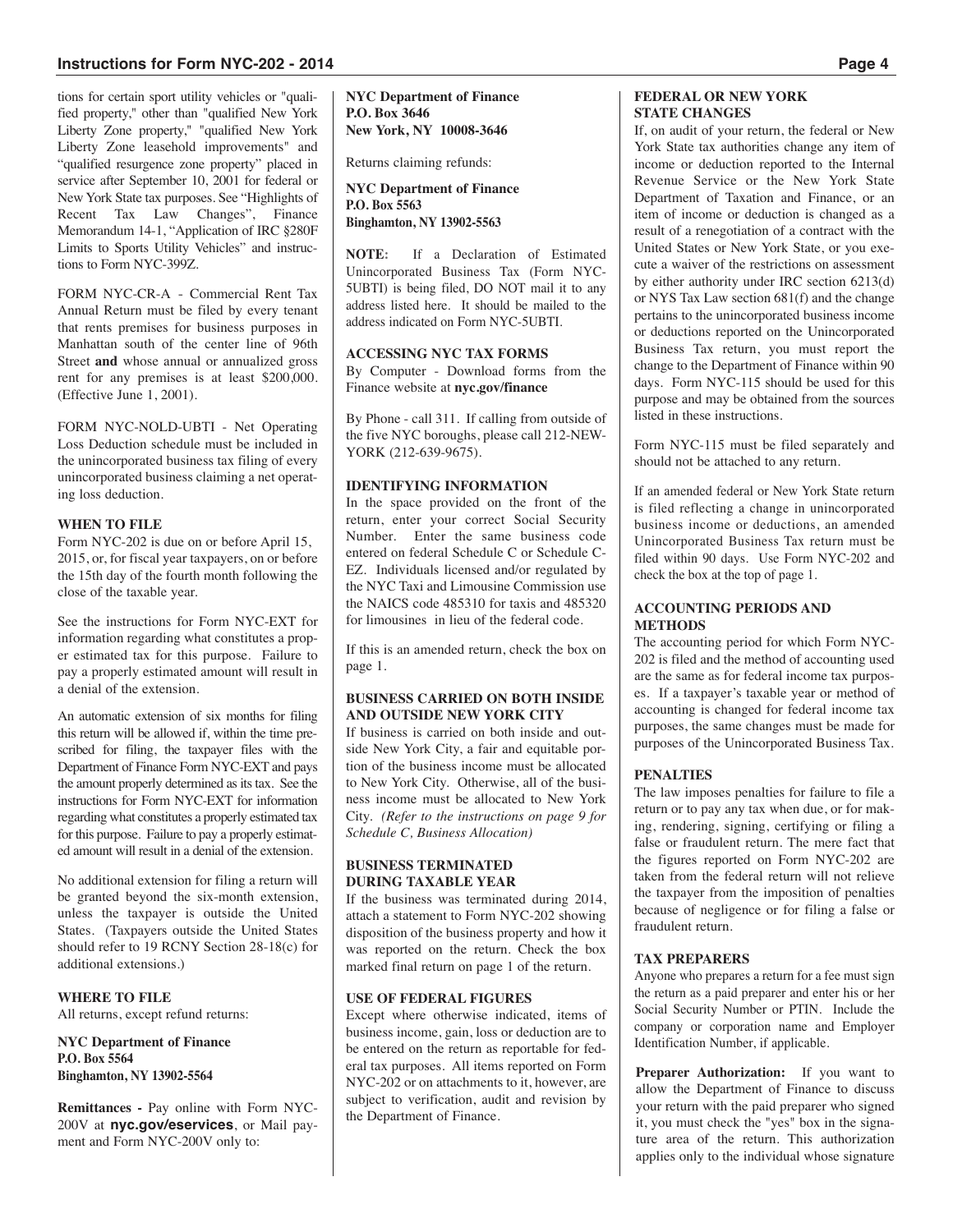tions for certain sport utility vehicles or "qualified property," other than "qualified New York Liberty Zone property," "qualified New York Liberty Zone leasehold improvements" and "qualified resurgence zone property" placed in service after September 10, 2001 for federal or New York State tax purposes. See "Highlights of Recent Tax Law Changes", Finance Memorandum 14-1, "Application of IRC §280F Limits to Sports Utility Vehicles" and instructions to Form NYC-399Z.

FORM NYC-CR-A - Commercial Rent Tax Annual Return must be filed by every tenant that rents premises for business purposes in Manhattan south of the center line of 96th Street **and** whose annual or annualized gross rent for any premises is at least $200,000. (Effective June 1, 2001).

FORM NYC-NOLD-UBTI - Net Operating Loss Deduction schedule must be included in the unincorporated business tax filing of every unincorporated business claiming a net operating loss deduction.

### WHEN TO FILE

Form NYC-202 is due on or before April 15, 2015, or, for fiscal year taxpayers, on or before the 15th day of the fourth month following the close of the taxable year.

See the instructions for Form NYC-EXT for information regarding what constitutes a proper estimated tax for this purpose. Failure to pay a properly estimated amount will result in a denial of the extension.

An automatic extension of six months for filing this return will be allowed if, within the time prescribed for filing, the taxpayer files with the Department of Finance Form NYC-EXT and pays the amount properly determined as its tax. See the instructions for Form NYC-EXT for information regarding what constitutes a properly estimated tax for this purpose. Failure to pay a properly estimated amount will result in a denial of the extension.

No additional extension for filing a return will be granted beyond the six-month extension, unless the taxpayer is outside the United States. (Taxpayers outside the United States should refer to 19 RCNY Section 28-18(c) for additional extensions.)

### WHERE TO FILE

All returns, except refund returns:

**NYC Department of Finance**
**P.O. Box 5564**
**Binghamton, NY 13902-5564**

**Remittances -** Pay online with Form NYC-200V at **nyc.gov/eservices**, or Mail payment and Form NYC-200V only to:

**NYC Department of Finance**
**P.O. Box 3646**
**New York, NY 10008-3646**

Returns claiming refunds:

**NYC Department of Finance**
**P.O. Box 5563**
**Binghamton, NY 13902-5563**

**NOTE:** If a Declaration of Estimated Unincorporated Business Tax (Form NYC-5UBTI) is being filed, DO NOT mail it to any address listed here. It should be mailed to the address indicated on Form NYC-5UBTI.

### ACCESSING NYC TAX FORMS

By Computer - Download forms from the Finance website at **nyc.gov/finance**

By Phone - call 311. If calling from outside of the five NYC boroughs, please call 212-NEW-YORK (212-639-9675).

### IDENTIFYING INFORMATION

In the space provided on the front of the return, enter your correct Social Security Number. Enter the same business code entered on federal Schedule C or Schedule C-EZ. Individuals licensed and/or regulated by the NYC Taxi and Limousine Commission use the NAICS code 485310 for taxis and 485320 for limousines in lieu of the federal code.

If this is an amended return, check the box on page 1.

### BUSINESS CARRIED ON BOTH INSIDE AND OUTSIDE NEW YORK CITY

If business is carried on both inside and outside New York City, a fair and equitable portion of the business income must be allocated to New York City. Otherwise, all of the business income must be allocated to New York City. *(Refer to the instructions on page 9 for Schedule C, Business Allocation)*

### BUSINESS TERMINATED DURING TAXABLE YEAR

If the business was terminated during 2014, attach a statement to Form NYC-202 showing disposition of the business property and how it was reported on the return. Check the box marked final return on page 1 of the return.

### USE OF FEDERAL FIGURES

Except where otherwise indicated, items of business income, gain, loss or deduction are to be entered on the return as reportable for federal tax purposes. All items reported on Form NYC-202 or on attachments to it, however, are subject to verification, audit and revision by the Department of Finance.

### FEDERAL OR NEW YORK STATE CHANGES

If, on audit of your return, the federal or New York State tax authorities change any item of income or deduction reported to the Internal Revenue Service or the New York State Department of Taxation and Finance, or an item of income or deduction is changed as a result of a renegotiation of a contract with the United States or New York State, or you execute a waiver of the restrictions on assessment by either authority under IRC section 6213(d) or NYS Tax Law section 681(f) and the change pertains to the unincorporated business income or deductions reported on the Unincorporated Business Tax return, you must report the change to the Department of Finance within 90 days. Form NYC-115 should be used for this purpose and may be obtained from the sources listed in these instructions.

Form NYC-115 must be filed separately and should not be attached to any return.

If an amended federal or New York State return is filed reflecting a change in unincorporated business income or deductions, an amended Unincorporated Business Tax return must be filed within 90 days. Use Form NYC-202 and check the box at the top of page 1.

### ACCOUNTING PERIODS AND METHODS

The accounting period for which Form NYC-202 is filed and the method of accounting used are the same as for federal income tax purposes. If a taxpayer's taxable year or method of accounting is changed for federal income tax purposes, the same changes must be made for purposes of the Unincorporated Business Tax.

### PENALTIES

The law imposes penalties for failure to file a return or to pay any tax when due, or for making, rendering, signing, certifying or filing a false or fraudulent return. The mere fact that the figures reported on Form NYC-202 are taken from the federal return will not relieve the taxpayer from the imposition of penalties because of negligence or for filing a false or fraudulent return.

### TAX PREPARERS

Anyone who prepares a return for a fee must sign the return as a paid preparer and enter his or her Social Security Number or PTIN. Include the company or corporation name and Employer Identification Number, if applicable.

**Preparer Authorization:** If you want to allow the Department of Finance to discuss your return with the paid preparer who signed it, you must check the "yes" box in the signature area of the return. This authorization applies only to the individual whose signature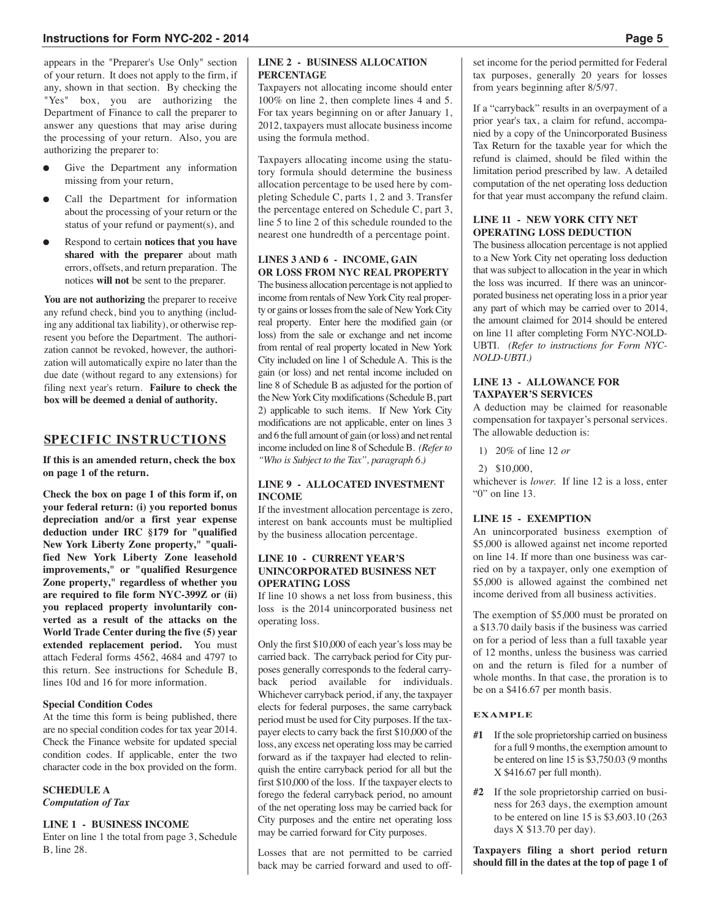appears in the "Preparer's Use Only" section of your return. It does not apply to the firm, if any, shown in that section. By checking the "Yes" box, you are authorizing the Department of Finance to call the preparer to answer any questions that may arise during the processing of your return. Also, you are authorizing the preparer to:

- Give the Department any information missing from your return,
- Call the Department for information about the processing of your return or the status of your refund or payment(s), and
- Respond to certain **notices that you have shared with the preparer** about math errors, offsets, and return preparation. The notices **will not** be sent to the preparer.

**You are not authorizing** the preparer to receive any refund check, bind you to anything (including any additional tax liability), or otherwise represent you before the Department. The authorization cannot be revoked, however, the authorization will automatically expire no later than the due date (without regard to any extensions) for filing next year's return. **Failure to check the box will be deemed a denial of authority.**

## SPECIFIC INSTRUCTIONS

**If this is an amended return, check the box on page 1 of the return.**

**Check the box on page 1 of this form if, on your federal return: (i) you reported bonus depreciation and/or a first year expense deduction under IRC §179 for "qualified New York Liberty Zone property," "qualified New York Liberty Zone leasehold improvements," or "qualified Resurgence Zone property," regardless of whether you are required to file form NYC-399Z or (ii) you replaced property involuntarily converted as a result of the attacks on the World Trade Center during the five (5) year extended replacement period.** You must attach Federal forms 4562, 4684 and 4797 to this return. See instructions for Schedule B, lines 10d and 16 for more information.

**Special Condition Codes**

At the time this form is being published, there are no special condition codes for tax year 2014. Check the Finance website for updated special condition codes. If applicable, enter the two character code in the box provided on the form.

### SCHEDULE A
***Computation of Tax***

#### LINE 1 - BUSINESS INCOME

Enter on line 1 the total from page 3, Schedule B, line 28.

#### LINE 2 - BUSINESS ALLOCATION PERCENTAGE

Taxpayers not allocating income should enter 100% on line 2, then complete lines 4 and 5. For tax years beginning on or after January 1, 2012, taxpayers must allocate business income using the formula method.

Taxpayers allocating income using the statutory formula should determine the business allocation percentage to be used here by completing Schedule C, parts 1, 2 and 3. Transfer the percentage entered on Schedule C, part 3, line 5 to line 2 of this schedule rounded to the nearest one hundredth of a percentage point.

#### LINES 3 AND 6 - INCOME, GAIN OR LOSS FROM NYC REAL PROPERTY

The business allocation percentage is not applied to income from rentals of New York City real property or gains or losses from the sale of New York City real property. Enter here the modified gain (or loss) from the sale or exchange and net income from rental of real property located in New York City included on line 1 of Schedule A. This is the gain (or loss) and net rental income included on line 8 of Schedule B as adjusted for the portion of the New York City modifications (Schedule B, part 2) applicable to such items. If New York City modifications are not applicable, enter on lines 3 and 6 the full amount of gain (or loss) and net rental income included on line 8 of Schedule B. *(Refer to "Who is Subject to the Tax", paragraph 6.)*

#### LINE 9 - ALLOCATED INVESTMENT INCOME

If the investment allocation percentage is zero, interest on bank accounts must be multiplied by the business allocation percentage.

#### LINE 10 - CURRENT YEAR'S UNINCORPORATED BUSINESS NET OPERATING LOSS

If line 10 shows a net loss from business, this loss is the 2014 unincorporated business net operating loss.

Only the first $10,000 of each year's loss may be carried back. The carryback period for City purposes generally corresponds to the federal carryback period available for individuals. Whichever carryback period, if any, the taxpayer elects for federal purposes, the same carryback period must be used for City purposes. If the taxpayer elects to carry back the first $10,000 of the loss, any excess net operating loss may be carried forward as if the taxpayer had elected to relinquish the entire carryback period for all but the first $10,000 of the loss. If the taxpayer elects to forego the federal carryback period, no amount of the net operating loss may be carried back for City purposes and the entire net operating loss may be carried forward for City purposes.

Losses that are not permitted to be carried back may be carried forward and used to offset income for the period permitted for Federal tax purposes, generally 20 years for losses from years beginning after 8/5/97.

If a "carryback" results in an overpayment of a prior year's tax, a claim for refund, accompanied by a copy of the Unincorporated Business Tax Return for the taxable year for which the refund is claimed, should be filed within the limitation period prescribed by law. A detailed computation of the net operating loss deduction for that year must accompany the refund claim.

#### LINE 11 - NEW YORK CITY NET OPERATING LOSS DEDUCTION

The business allocation percentage is not applied to a New York City net operating loss deduction that was subject to allocation in the year in which the loss was incurred. If there was an unincorporated business net operating loss in a prior year any part of which may be carried over to 2014, the amount claimed for 2014 should be entered on line 11 after completing Form NYC-NOLD-UBTI. *(Refer to instructions for Form NYC-NOLD-UBTI.)*

#### LINE 13 - ALLOWANCE FOR TAXPAYER'S SERVICES

A deduction may be claimed for reasonable compensation for taxpayer's personal services. The allowable deduction is:

1) 20% of line 12 *or*
2) $10,000,

whichever is *lower.* If line 12 is a loss, enter "0" on line 13.

#### LINE 15 - EXEMPTION

An unincorporated business exemption of $5,000 is allowed against net income reported on line 14. If more than one business was carried on by a taxpayer, only one exemption of $5,000 is allowed against the combined net income derived from all business activities.

The exemption of $5,000 must be prorated on a $13.70 daily basis if the business was carried on for a period of less than a full taxable year of 12 months, unless the business was carried on and the return is filed for a number of whole months. In that case, the proration is to be on a $416.67 per month basis.

**EXAMPLE**

**#1** If the sole proprietorship carried on business for a full 9 months, the exemption amount to be entered on line 15 is $3,750.03 (9 months X $416.67 per full month).

**#2** If the sole proprietorship carried on business for 263 days, the exemption amount to be entered on line 15 is $3,603.10 (263 days X $13.70 per day).

**Taxpayers filing a short period return should fill in the dates at the top of page 1 of**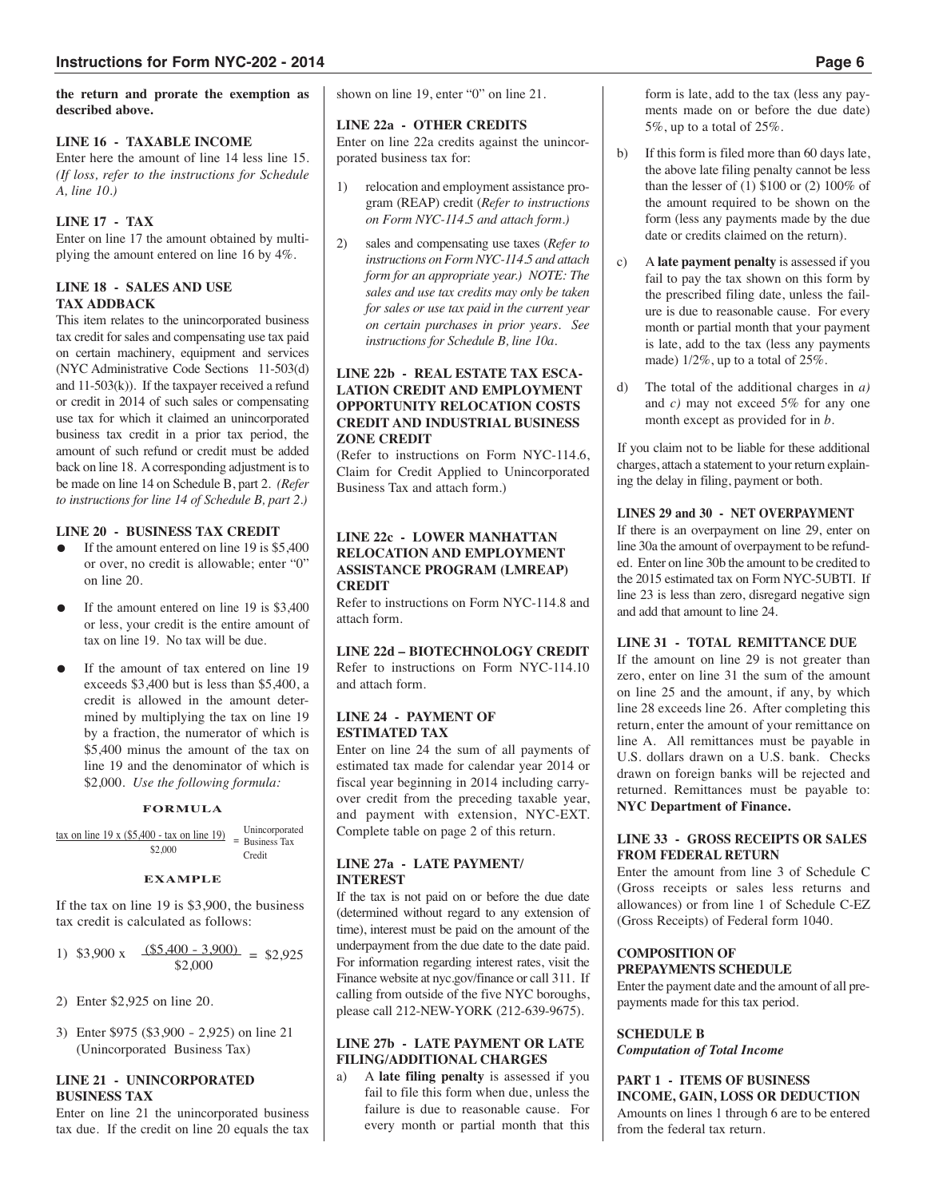**the return and prorate the exemption as described above.**

### LINE 16 - TAXABLE INCOME

Enter here the amount of line 14 less line 15. *(If loss, refer to the instructions for Schedule A, line 10.)*

### LINE 17 - TAX

Enter on line 17 the amount obtained by multiplying the amount entered on line 16 by 4%.

### LINE 18 - SALES AND USE TAX ADDBACK

This item relates to the unincorporated business tax credit for sales and compensating use tax paid on certain machinery, equipment and services (NYC Administrative Code Sections 11-503(d) and 11-503(k)). If the taxpayer received a refund or credit in 2014 of such sales or compensating use tax for which it claimed an unincorporated business tax credit in a prior tax period, the amount of such refund or credit must be added back on line 18. A corresponding adjustment is to be made on line 14 on Schedule B, part 2. *(Refer to instructions for line 14 of Schedule B, part 2.)*

### LINE 20 - BUSINESS TAX CREDIT

- If the amount entered on line 19 is $5,400 or over, no credit is allowable; enter "0" on line 20.
- If the amount entered on line 19 is $3,400 or less, your credit is the entire amount of tax on line 19. No tax will be due.
- If the amount of tax entered on line 19 exceeds $3,400 but is less than $5,400, a credit is allowed in the amount determined by multiplying the tax on line 19 by a fraction, the numerator of which is $5,400 minus the amount of the tax on line 19 and the denominator of which is $2,000. *Use the following formula:*

**FORMULA**

$$\frac{\text{tax on line 19} \times (\$5{,}400 - \text{tax on line 19})}{\$2{,}000} = \text{Unincorporated Business Tax Credit}$$

**EXAMPLE**

If the tax on line 19 is $3,900, the business tax credit is calculated as follows:

1) $\$3{,}900 \times \dfrac{(\$5{,}400 - 3{,}900)}{\$2{,}000} = \$2{,}925$

2) Enter $2,925 on line 20.

3) Enter $975 ($3,900 - 2,925) on line 21 (Unincorporated Business Tax)

### LINE 21 - UNINCORPORATED BUSINESS TAX

Enter on line 21 the unincorporated business tax due. If the credit on line 20 equals the tax shown on line 19, enter "0" on line 21.

### LINE 22a - OTHER CREDITS

Enter on line 22a credits against the unincorporated business tax for:

1) relocation and employment assistance program (REAP) credit (*Refer to instructions on Form NYC-114.5 and attach form.)*

2) sales and compensating use taxes (*Refer to instructions on Form NYC-114.5 and attach form for an appropriate year.) NOTE: The sales and use tax credits may only be taken for sales or use tax paid in the current year on certain purchases in prior years. See instructions for Schedule B, line 10a.*

### LINE 22b - REAL ESTATE TAX ESCALATION CREDIT AND EMPLOYMENT OPPORTUNITY RELOCATION COSTS CREDIT AND INDUSTRIAL BUSINESS ZONE CREDIT

(Refer to instructions on Form NYC-114.6, Claim for Credit Applied to Unincorporated Business Tax and attach form.)

### LINE 22c - LOWER MANHATTAN RELOCATION AND EMPLOYMENT ASSISTANCE PROGRAM (LMREAP) CREDIT

Refer to instructions on Form NYC-114.8 and attach form.

### LINE 22d – BIOTECHNOLOGY CREDIT

Refer to instructions on Form NYC-114.10 and attach form.

### LINE 24 - PAYMENT OF ESTIMATED TAX

Enter on line 24 the sum of all payments of estimated tax made for calendar year 2014 or fiscal year beginning in 2014 including carryover credit from the preceding taxable year, and payment with extension, NYC-EXT. Complete table on page 2 of this return.

### LINE 27a - LATE PAYMENT/ INTEREST

If the tax is not paid on or before the due date (determined without regard to any extension of time), interest must be paid on the amount of the underpayment from the due date to the date paid. For information regarding interest rates, visit the Finance website at nyc.gov/finance or call 311. If calling from outside of the five NYC boroughs, please call 212-NEW-YORK (212-639-9675).

### LINE 27b - LATE PAYMENT OR LATE FILING/ADDITIONAL CHARGES

a) A **late filing penalty** is assessed if you fail to file this form when due, unless the failure is due to reasonable cause. For every month or partial month that this form is late, add to the tax (less any payments made on or before the due date) 5%, up to a total of 25%.

b) If this form is filed more than 60 days late, the above late filing penalty cannot be less than the lesser of (1) $100 or (2) 100% of the amount required to be shown on the form (less any payments made by the due date or credits claimed on the return).

c) A **late payment penalty** is assessed if you fail to pay the tax shown on this form by the prescribed filing date, unless the failure is due to reasonable cause. For every month or partial month that your payment is late, add to the tax (less any payments made) 1/2%, up to a total of 25%.

d) The total of the additional charges in *a)* and *c)* may not exceed 5% for any one month except as provided for in *b*.

If you claim not to be liable for these additional charges, attach a statement to your return explaining the delay in filing, payment or both.

### LINES 29 and 30 - NET OVERPAYMENT

If there is an overpayment on line 29, enter on line 30a the amount of overpayment to be refunded. Enter on line 30b the amount to be credited to the 2015 estimated tax on Form NYC-5UBTI. If line 23 is less than zero, disregard negative sign and add that amount to line 24.

### LINE 31 - TOTAL REMITTANCE DUE

If the amount on line 29 is not greater than zero, enter on line 31 the sum of the amount on line 25 and the amount, if any, by which line 28 exceeds line 26. After completing this return, enter the amount of your remittance on line A. All remittances must be payable in U.S. dollars drawn on a U.S. bank. Checks drawn on foreign banks will be rejected and returned. Remittances must be payable to: **NYC Department of Finance.**

### LINE 33 - GROSS RECEIPTS OR SALES FROM FEDERAL RETURN

Enter the amount from line 3 of Schedule C (Gross receipts or sales less returns and allowances) or from line 1 of Schedule C-EZ (Gross Receipts) of Federal form 1040.

### COMPOSITION OF PREPAYMENTS SCHEDULE

Enter the payment date and the amount of all prepayments made for this tax period.

## SCHEDULE B

***Computation of Total Income***

### PART 1 - ITEMS OF BUSINESS INCOME, GAIN, LOSS OR DEDUCTION

Amounts on lines 1 through 6 are to be entered from the federal tax return.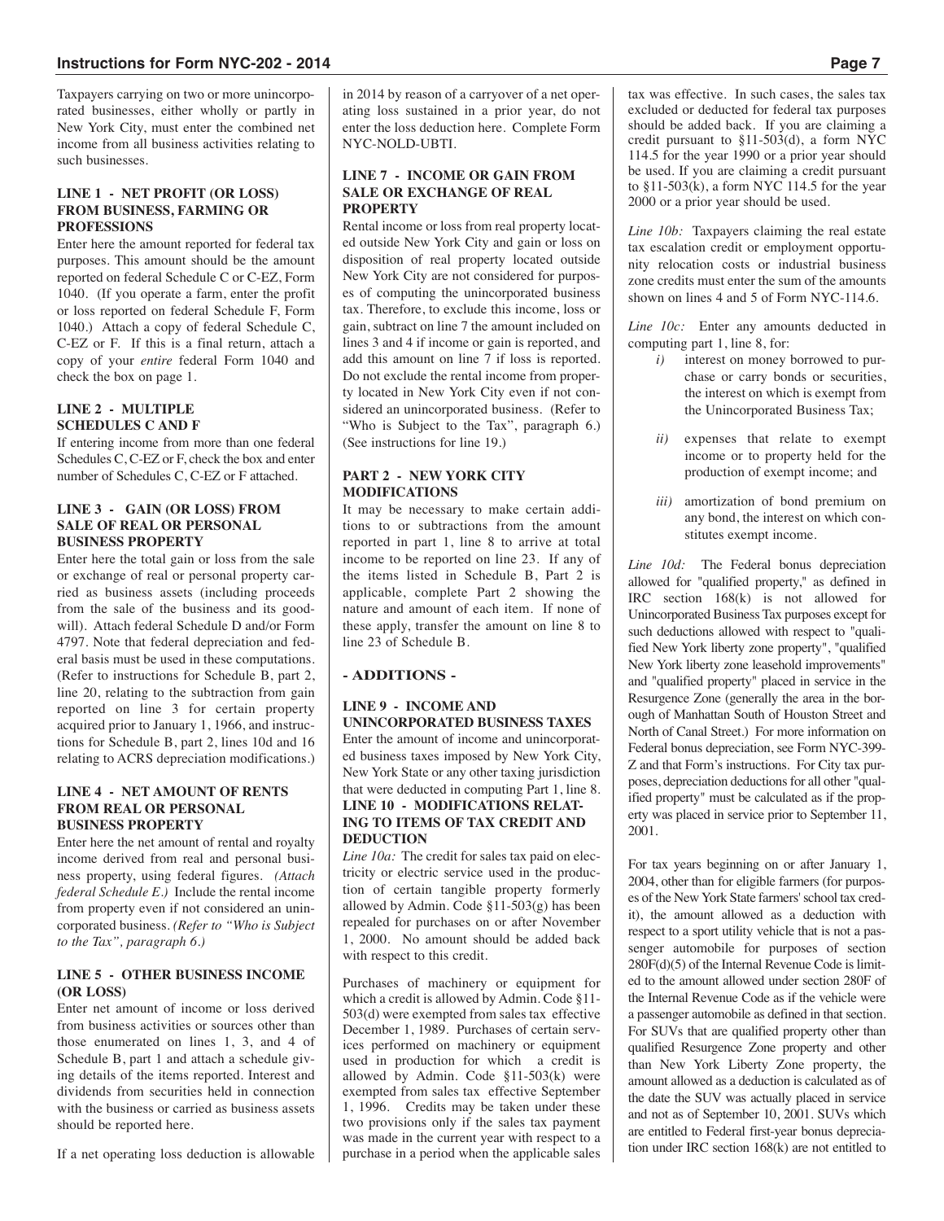Taxpayers carrying on two or more unincorporated businesses, either wholly or partly in New York City, must enter the combined net income from all business activities relating to such businesses.

### LINE 1 - NET PROFIT (OR LOSS) FROM BUSINESS, FARMING OR PROFESSIONS

Enter here the amount reported for federal tax purposes. This amount should be the amount reported on federal Schedule C or C-EZ, Form 1040. (If you operate a farm, enter the profit or loss reported on federal Schedule F, Form 1040.) Attach a copy of federal Schedule C, C-EZ or F. If this is a final return, attach a copy of your *entire* federal Form 1040 and check the box on page 1.

### LINE 2 - MULTIPLE SCHEDULES C AND F

If entering income from more than one federal Schedules C, C-EZ or F, check the box and enter number of Schedules C, C-EZ or F attached.

### LINE 3 - GAIN (OR LOSS) FROM SALE OF REAL OR PERSONAL BUSINESS PROPERTY

Enter here the total gain or loss from the sale or exchange of real or personal property carried as business assets (including proceeds from the sale of the business and its goodwill). Attach federal Schedule D and/or Form 4797. Note that federal depreciation and federal basis must be used in these computations. (Refer to instructions for Schedule B, part 2, line 20, relating to the subtraction from gain reported on line 3 for certain property acquired prior to January 1, 1966, and instructions for Schedule B, part 2, lines 10d and 16 relating to ACRS depreciation modifications.)

### LINE 4 - NET AMOUNT OF RENTS FROM REAL OR PERSONAL BUSINESS PROPERTY

Enter here the net amount of rental and royalty income derived from real and personal business property, using federal figures. *(Attach federal Schedule E.)* Include the rental income from property even if not considered an unincorporated business. *(Refer to "Who is Subject to the Tax", paragraph 6.)*

### LINE 5 - OTHER BUSINESS INCOME (OR LOSS)

Enter net amount of income or loss derived from business activities or sources other than those enumerated on lines 1, 3, and 4 of Schedule B, part 1 and attach a schedule giving details of the items reported. Interest and dividends from securities held in connection with the business or carried as business assets should be reported here.

If a net operating loss deduction is allowable in 2014 by reason of a carryover of a net operating loss sustained in a prior year, do not enter the loss deduction here. Complete Form NYC-NOLD-UBTI.

### LINE 7 - INCOME OR GAIN FROM SALE OR EXCHANGE OF REAL PROPERTY

Rental income or loss from real property located outside New York City and gain or loss on disposition of real property located outside New York City are not considered for purposes of computing the unincorporated business tax. Therefore, to exclude this income, loss or gain, subtract on line 7 the amount included on lines 3 and 4 if income or gain is reported, and add this amount on line 7 if loss is reported. Do not exclude the rental income from property located in New York City even if not considered an unincorporated business. (Refer to "Who is Subject to the Tax", paragraph 6.) (See instructions for line 19.)

## PART 2 - NEW YORK CITY MODIFICATIONS

It may be necessary to make certain additions to or subtractions from the amount reported in part 1, line 8 to arrive at total income to be reported on line 23. If any of the items listed in Schedule B, Part 2 is applicable, complete Part 2 showing the nature and amount of each item. If none of these apply, transfer the amount on line 8 to line 23 of Schedule B.

## - ADDITIONS -

### LINE 9 - INCOME AND UNINCORPORATED BUSINESS TAXES

Enter the amount of income and unincorporated business taxes imposed by New York City, New York State or any other taxing jurisdiction that were deducted in computing Part 1, line 8.

### LINE 10 - MODIFICATIONS RELATING TO ITEMS OF TAX CREDIT AND DEDUCTION

*Line 10a:* The credit for sales tax paid on electricity or electric service used in the production of certain tangible property formerly allowed by Admin. Code §11-503(g) has been repealed for purchases on or after November 1, 2000. No amount should be added back with respect to this credit.

Purchases of machinery or equipment for which a credit is allowed by Admin. Code §11-503(d) were exempted from sales tax effective December 1, 1989. Purchases of certain services performed on machinery or equipment used in production for which a credit is allowed by Admin. Code §11-503(k) were exempted from sales tax effective September 1, 1996. Credits may be taken under these two provisions only if the sales tax payment was made in the current year with respect to a purchase in a period when the applicable sales tax was effective. In such cases, the sales tax excluded or deducted for federal tax purposes should be added back. If you are claiming a credit pursuant to §11-503(d), a form NYC 114.5 for the year 1990 or a prior year should be used. If you are claiming a credit pursuant to §11-503(k), a form NYC 114.5 for the year 2000 or a prior year should be used.

*Line 10b:* Taxpayers claiming the real estate tax escalation credit or employment opportunity relocation costs or industrial business zone credits must enter the sum of the amounts shown on lines 4 and 5 of Form NYC-114.6.

*Line 10c:* Enter any amounts deducted in computing part 1, line 8, for:

- *i)* interest on money borrowed to purchase or carry bonds or securities, the interest on which is exempt from the Unincorporated Business Tax;
- *ii)* expenses that relate to exempt income or to property held for the production of exempt income; and
- *iii)* amortization of bond premium on any bond, the interest on which constitutes exempt income.

*Line 10d:* The Federal bonus depreciation allowed for "qualified property," as defined in IRC section 168(k) is not allowed for Unincorporated Business Tax purposes except for such deductions allowed with respect to "qualified New York liberty zone property", "qualified New York liberty zone leasehold improvements" and "qualified property" placed in service in the Resurgence Zone (generally the area in the borough of Manhattan South of Houston Street and North of Canal Street.) For more information on Federal bonus depreciation, see Form NYC-399-Z and that Form's instructions. For City tax purposes, depreciation deductions for all other "qualified property" must be calculated as if the property was placed in service prior to September 11, 2001.

For tax years beginning on or after January 1, 2004, other than for eligible farmers (for purposes of the New York State farmers' school tax credit), the amount allowed as a deduction with respect to a sport utility vehicle that is not a passenger automobile for purposes of section 280F(d)(5) of the Internal Revenue Code is limited to the amount allowed under section 280F of the Internal Revenue Code as if the vehicle were a passenger automobile as defined in that section. For SUVs that are qualified property other than qualified Resurgence Zone property and other than New York Liberty Zone property, the amount allowed as a deduction is calculated as of the date the SUV was actually placed in service and not as of September 10, 2001. SUVs which are entitled to Federal first-year bonus depreciation under IRC section 168(k) are not entitled to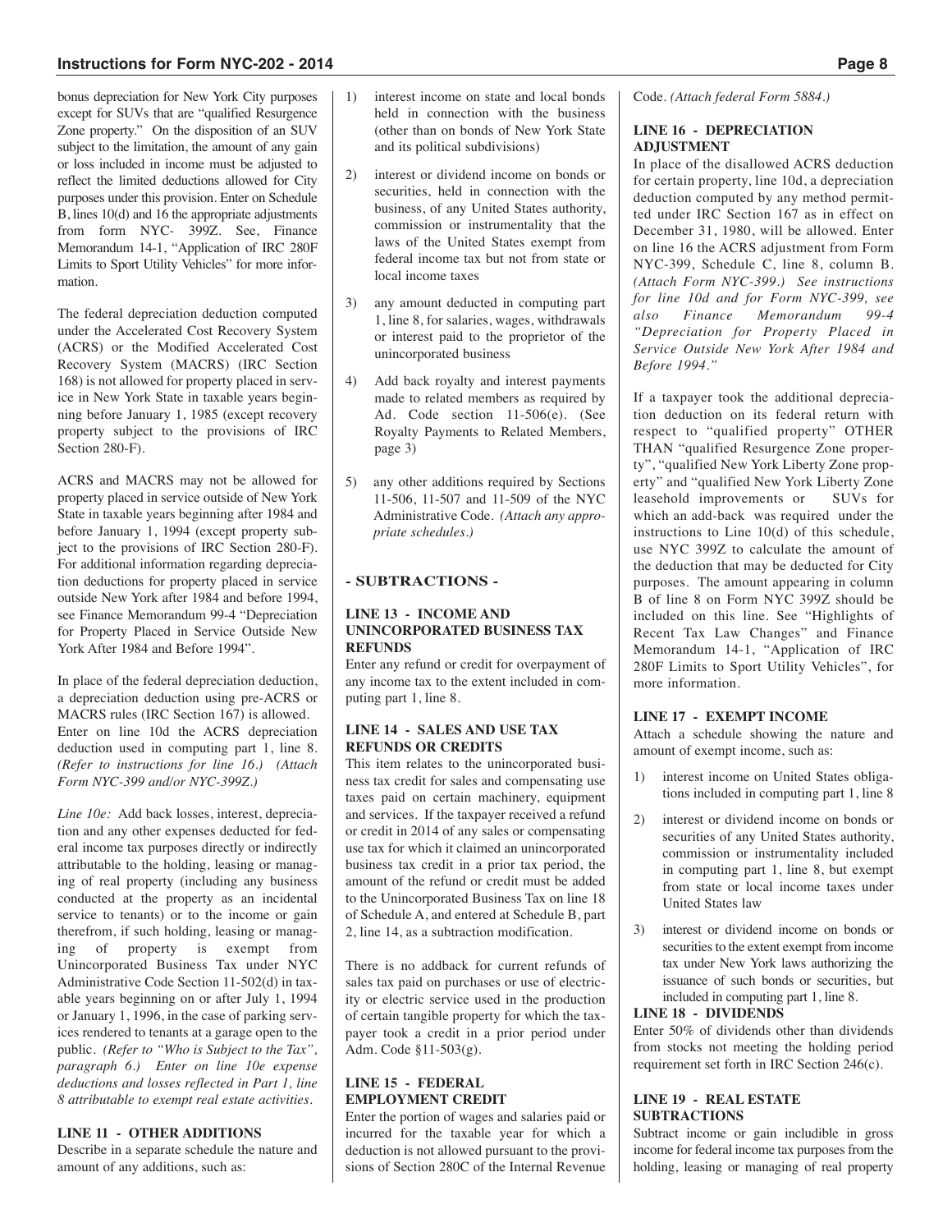bonus depreciation for New York City purposes except for SUVs that are "qualified Resurgence Zone property." On the disposition of an SUV subject to the limitation, the amount of any gain or loss included in income must be adjusted to reflect the limited deductions allowed for City purposes under this provision. Enter on Schedule B, lines 10(d) and 16 the appropriate adjustments from form NYC- 399Z. See, Finance Memorandum 14-1, "Application of IRC 280F Limits to Sport Utility Vehicles" for more information.

The federal depreciation deduction computed under the Accelerated Cost Recovery System (ACRS) or the Modified Accelerated Cost Recovery System (MACRS) (IRC Section 168) is not allowed for property placed in service in New York State in taxable years beginning before January 1, 1985 (except recovery property subject to the provisions of IRC Section 280-F).

ACRS and MACRS may not be allowed for property placed in service outside of New York State in taxable years beginning after 1984 and before January 1, 1994 (except property subject to the provisions of IRC Section 280-F). For additional information regarding depreciation deductions for property placed in service outside New York after 1984 and before 1994, see Finance Memorandum 99-4 "Depreciation for Property Placed in Service Outside New York After 1984 and Before 1994".

In place of the federal depreciation deduction, a depreciation deduction using pre-ACRS or MACRS rules (IRC Section 167) is allowed. Enter on line 10d the ACRS depreciation deduction used in computing part 1, line 8. *(Refer to instructions for line 16.) (Attach Form NYC-399 and/or NYC-399Z.)*

*Line 10e:* Add back losses, interest, depreciation and any other expenses deducted for federal income tax purposes directly or indirectly attributable to the holding, leasing or managing of real property (including any business conducted at the property as an incidental service to tenants) or to the income or gain therefrom, if such holding, leasing or managing of property is exempt from Unincorporated Business Tax under NYC Administrative Code Section 11-502(d) in taxable years beginning on or after July 1, 1994 or January 1, 1996, in the case of parking services rendered to tenants at a garage open to the public. *(Refer to "Who is Subject to the Tax", paragraph 6.) Enter on line 10e expense deductions and losses reflected in Part 1, line 8 attributable to exempt real estate activities.*

**LINE 11 - OTHER ADDITIONS**

Describe in a separate schedule the nature and amount of any additions, such as:

1) interest income on state and local bonds held in connection with the business (other than on bonds of New York State and its political subdivisions)
2) interest or dividend income on bonds or securities, held in connection with the business, of any United States authority, commission or instrumentality that the laws of the United States exempt from federal income tax but not from state or local income taxes
3) any amount deducted in computing part 1, line 8, for salaries, wages, withdrawals or interest paid to the proprietor of the unincorporated business
4) Add back royalty and interest payments made to related members as required by Ad. Code section 11-506(e). (See Royalty Payments to Related Members, page 3)
5) any other additions required by Sections 11-506, 11-507 and 11-509 of the NYC Administrative Code. *(Attach any appropriate schedules.)*

**- SUBTRACTIONS -**

**LINE 13 - INCOME AND UNINCORPORATED BUSINESS TAX REFUNDS**

Enter any refund or credit for overpayment of any income tax to the extent included in computing part 1, line 8.

**LINE 14 - SALES AND USE TAX REFUNDS OR CREDITS**

This item relates to the unincorporated business tax credit for sales and compensating use taxes paid on certain machinery, equipment and services. If the taxpayer received a refund or credit in 2014 of any sales or compensating use tax for which it claimed an unincorporated business tax credit in a prior tax period, the amount of the refund or credit must be added to the Unincorporated Business Tax on line 18 of Schedule A, and entered at Schedule B, part 2, line 14, as a subtraction modification.

There is no addback for current refunds of sales tax paid on purchases or use of electricity or electric service used in the production of certain tangible property for which the taxpayer took a credit in a prior period under Adm. Code §11-503(g).

**LINE 15 - FEDERAL EMPLOYMENT CREDIT**

Enter the portion of wages and salaries paid or incurred for the taxable year for which a deduction is not allowed pursuant to the provisions of Section 280C of the Internal Revenue Code. *(Attach federal Form 5884.)*

**LINE 16 - DEPRECIATION ADJUSTMENT**

In place of the disallowed ACRS deduction for certain property, line 10d, a depreciation deduction computed by any method permitted under IRC Section 167 as in effect on December 31, 1980, will be allowed. Enter on line 16 the ACRS adjustment from Form NYC-399, Schedule C, line 8, column B. *(Attach Form NYC-399.) See instructions for line 10d and for Form NYC-399, see also Finance Memorandum 99-4 "Depreciation for Property Placed in Service Outside New York After 1984 and Before 1994."*

If a taxpayer took the additional depreciation deduction on its federal return with respect to "qualified property" OTHER THAN "qualified Resurgence Zone property", "qualified New York Liberty Zone property" and "qualified New York Liberty Zone leasehold improvements or SUVs for which an add-back was required under the instructions to Line 10(d) of this schedule, use NYC 399Z to calculate the amount of the deduction that may be deducted for City purposes. The amount appearing in column B of line 8 on Form NYC 399Z should be included on this line. See "Highlights of Recent Tax Law Changes" and Finance Memorandum 14-1, "Application of IRC 280F Limits to Sport Utility Vehicles", for more information.

**LINE 17 - EXEMPT INCOME**

Attach a schedule showing the nature and amount of exempt income, such as:

1) interest income on United States obligations included in computing part 1, line 8
2) interest or dividend income on bonds or securities of any United States authority, commission or instrumentality included in computing part 1, line 8, but exempt from state or local income taxes under United States law
3) interest or dividend income on bonds or securities to the extent exempt from income tax under New York laws authorizing the issuance of such bonds or securities, but included in computing part 1, line 8.

**LINE 18 - DIVIDENDS**

Enter 50% of dividends other than dividends from stocks not meeting the holding period requirement set forth in IRC Section 246(c).

**LINE 19 - REAL ESTATE SUBTRACTIONS**

Subtract income or gain includible in gross income for federal income tax purposes from the holding, leasing or managing of real property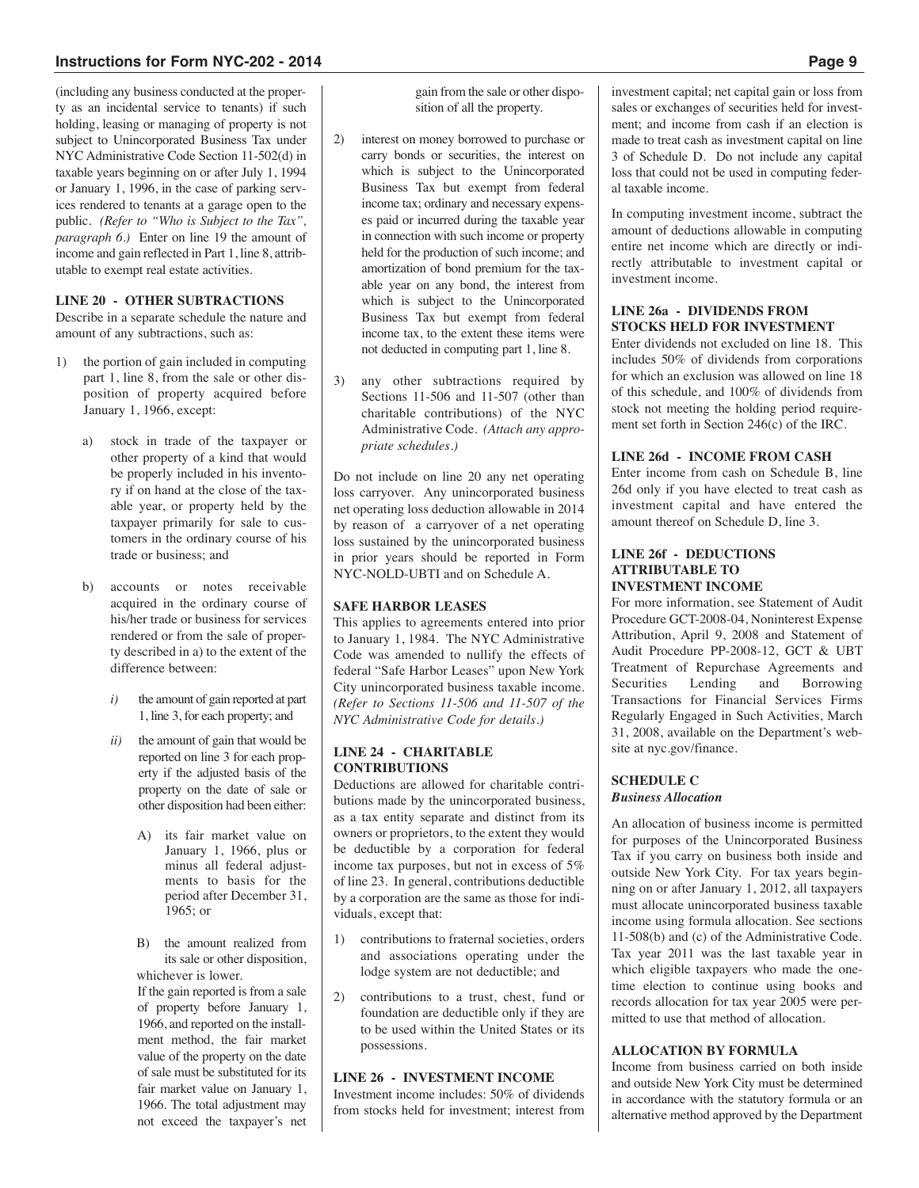(including any business conducted at the property as an incidental service to tenants) if such holding, leasing or managing of property is not subject to Unincorporated Business Tax under NYC Administrative Code Section 11-502(d) in taxable years beginning on or after July 1, 1994 or January 1, 1996, in the case of parking services rendered to tenants at a garage open to the public. *(Refer to "Who is Subject to the Tax", paragraph 6.)* Enter on line 19 the amount of income and gain reflected in Part 1, line 8, attributable to exempt real estate activities.

**LINE 20 - OTHER SUBTRACTIONS**

Describe in a separate schedule the nature and amount of any subtractions, such as:

1) the portion of gain included in computing part 1, line 8, from the sale or other disposition of property acquired before January 1, 1966, except:

   a) stock in trade of the taxpayer or other property of a kind that would be properly included in his inventory if on hand at the close of the taxable year, or property held by the taxpayer primarily for sale to customers in the ordinary course of his trade or business; and

   b) accounts or notes receivable acquired in the ordinary course of his/her trade or business for services rendered or from the sale of property described in a) to the extent of the difference between:

      *i)* the amount of gain reported at part 1, line 3, for each property; and

      *ii)* the amount of gain that would be reported on line 3 for each property if the adjusted basis of the property on the date of sale or other disposition had been either:

         A) its fair market value on January 1, 1966, plus or minus all federal adjustments to basis for the period after December 31, 1965; or

         B) the amount realized from its sale or other disposition,

      whichever is lower.

      If the gain reported is from a sale of property before January 1, 1966, and reported on the installment method, the fair market value of the property on the date of sale must be substituted for its fair market value on January 1, 1966. The total adjustment may not exceed the taxpayer's net gain from the sale or other disposition of all the property.

2) interest on money borrowed to purchase or carry bonds or securities, the interest on which is subject to the Unincorporated Business Tax but exempt from federal income tax; ordinary and necessary expenses paid or incurred during the taxable year in connection with such income or property held for the production of such income; and amortization of bond premium for the taxable year on any bond, the interest from which is subject to the Unincorporated Business Tax but exempt from federal income tax, to the extent these items were not deducted in computing part 1, line 8.

3) any other subtractions required by Sections 11-506 and 11-507 (other than charitable contributions) of the NYC Administrative Code. *(Attach any appropriate schedules.)*

Do not include on line 20 any net operating loss carryover. Any unincorporated business net operating loss deduction allowable in 2014 by reason of a carryover of a net operating loss sustained by the unincorporated business in prior years should be reported in Form NYC-NOLD-UBTI and on Schedule A.

**SAFE HARBOR LEASES**

This applies to agreements entered into prior to January 1, 1984. The NYC Administrative Code was amended to nullify the effects of federal "Safe Harbor Leases" upon New York City unincorporated business taxable income. *(Refer to Sections 11-506 and 11-507 of the NYC Administrative Code for details.)*

**LINE 24 - CHARITABLE CONTRIBUTIONS**

Deductions are allowed for charitable contributions made by the unincorporated business, as a tax entity separate and distinct from its owners or proprietors, to the extent they would be deductible by a corporation for federal income tax purposes, but not in excess of 5% of line 23. In general, contributions deductible by a corporation are the same as those for individuals, except that:

1) contributions to fraternal societies, orders and associations operating under the lodge system are not deductible; and

2) contributions to a trust, chest, fund or foundation are deductible only if they are to be used within the United States or its possessions.

**LINE 26 - INVESTMENT INCOME**

Investment income includes: 50% of dividends from stocks held for investment; interest from investment capital; net capital gain or loss from sales or exchanges of securities held for investment; and income from cash if an election is made to treat cash as investment capital on line 3 of Schedule D. Do not include any capital loss that could not be used in computing federal taxable income.

In computing investment income, subtract the amount of deductions allowable in computing entire net income which are directly or indirectly attributable to investment capital or investment income.

**LINE 26a - DIVIDENDS FROM STOCKS HELD FOR INVESTMENT**

Enter dividends not excluded on line 18. This includes 50% of dividends from corporations for which an exclusion was allowed on line 18 of this schedule, and 100% of dividends from stock not meeting the holding period requirement set forth in Section 246(c) of the IRC.

**LINE 26d - INCOME FROM CASH**

Enter income from cash on Schedule B, line 26d only if you have elected to treat cash as investment capital and have entered the amount thereof on Schedule D, line 3.

**LINE 26f - DEDUCTIONS ATTRIBUTABLE TO INVESTMENT INCOME**

For more information, see Statement of Audit Procedure GCT-2008-04, Noninterest Expense Attribution, April 9, 2008 and Statement of Audit Procedure PP-2008-12, GCT & UBT Treatment of Repurchase Agreements and Securities Lending and Borrowing Transactions for Financial Services Firms Regularly Engaged in Such Activities, March 31, 2008, available on the Department's website at nyc.gov/finance.

## SCHEDULE C
*Business Allocation*

An allocation of business income is permitted for purposes of the Unincorporated Business Tax if you carry on business both inside and outside New York City. For tax years beginning on or after January 1, 2012, all taxpayers must allocate unincorporated business taxable income using formula allocation. See sections 11-508(b) and (c) of the Administrative Code. Tax year 2011 was the last taxable year in which eligible taxpayers who made the one-time election to continue using books and records allocation for tax year 2005 were permitted to use that method of allocation.

**ALLOCATION BY FORMULA**

Income from business carried on both inside and outside New York City must be determined in accordance with the statutory formula or an alternative method approved by the Department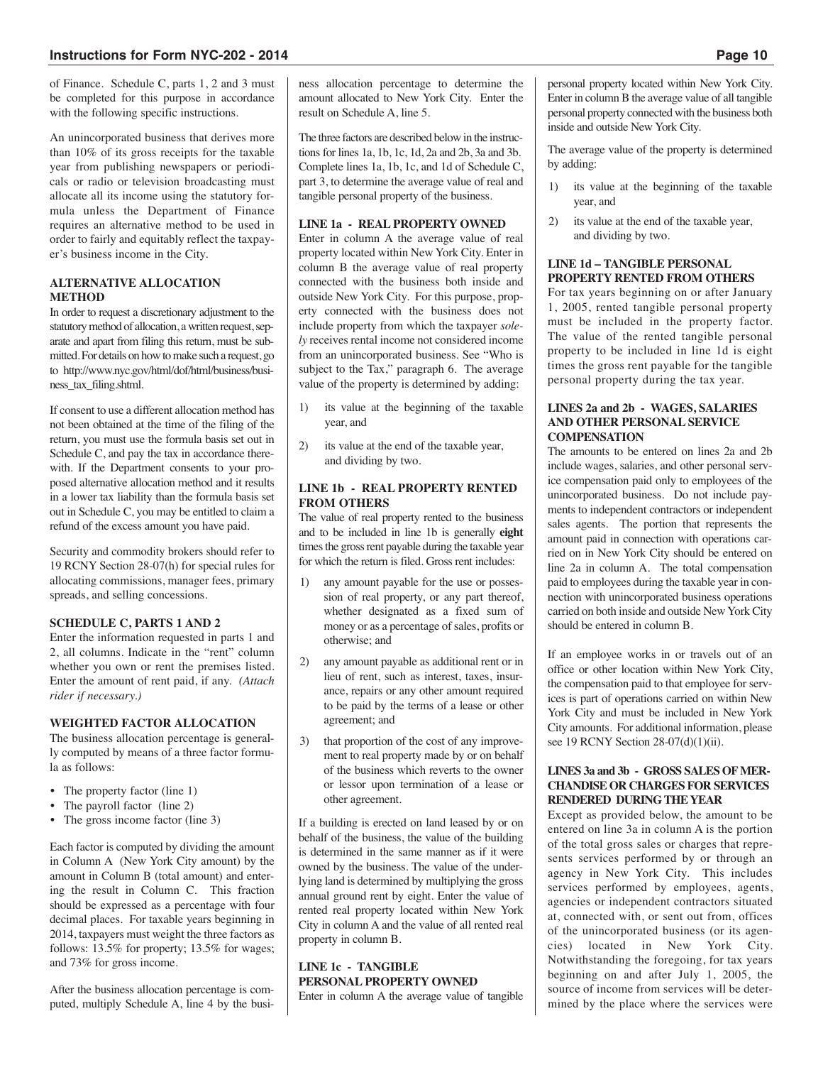of Finance. Schedule C, parts 1, 2 and 3 must be completed for this purpose in accordance with the following specific instructions.

An unincorporated business that derives more than 10% of its gross receipts for the taxable year from publishing newspapers or periodicals or radio or television broadcasting must allocate all its income using the statutory formula unless the Department of Finance requires an alternative method to be used in order to fairly and equitably reflect the taxpayer's business income in the City.

### ALTERNATIVE ALLOCATION METHOD

In order to request a discretionary adjustment to the statutory method of allocation, a written request, separate and apart from filing this return, must be submitted. For details on how to make such a request, go to http://www.nyc.gov/html/dof/html/business/business_tax_filing.shtml.

If consent to use a different allocation method has not been obtained at the time of the filing of the return, you must use the formula basis set out in Schedule C, and pay the tax in accordance therewith. If the Department consents to your proposed alternative allocation method and it results in a lower tax liability than the formula basis set out in Schedule C, you may be entitled to claim a refund of the excess amount you have paid.

Security and commodity brokers should refer to 19 RCNY Section 28-07(h) for special rules for allocating commissions, manager fees, primary spreads, and selling concessions.

### SCHEDULE C, PARTS 1 AND 2

Enter the information requested in parts 1 and 2, all columns. Indicate in the "rent" column whether you own or rent the premises listed. Enter the amount of rent paid, if any. *(Attach rider if necessary.)*

### WEIGHTED FACTOR ALLOCATION

The business allocation percentage is generally computed by means of a three factor formula as follows:

- The property factor (line 1)
- The payroll factor (line 2)
- The gross income factor (line 3)

Each factor is computed by dividing the amount in Column A (New York City amount) by the amount in Column B (total amount) and entering the result in Column C. This fraction should be expressed as a percentage with four decimal places. For taxable years beginning in 2014, taxpayers must weight the three factors as follows: 13.5% for property; 13.5% for wages; and 73% for gross income.

After the business allocation percentage is computed, multiply Schedule A, line 4 by the business allocation percentage to determine the amount allocated to New York City. Enter the result on Schedule A, line 5.

The three factors are described below in the instructions for lines 1a, 1b, 1c, 1d, 2a and 2b, 3a and 3b. Complete lines 1a, 1b, 1c, and 1d of Schedule C, part 3, to determine the average value of real and tangible personal property of the business.

### LINE 1a - REAL PROPERTY OWNED

Enter in column A the average value of real property located within New York City. Enter in column B the average value of real property connected with the business both inside and outside New York City. For this purpose, property connected with the business does not include property from which the taxpayer *solely* receives rental income not considered income from an unincorporated business. See "Who is subject to the Tax," paragraph 6. The average value of the property is determined by adding:

1) its value at the beginning of the taxable year, and
2) its value at the end of the taxable year, and dividing by two.

### LINE 1b - REAL PROPERTY RENTED FROM OTHERS

The value of real property rented to the business and to be included in line 1b is generally **eight** times the gross rent payable during the taxable year for which the return is filed. Gross rent includes:

1) any amount payable for the use or possession of real property, or any part thereof, whether designated as a fixed sum of money or as a percentage of sales, profits or otherwise; and
2) any amount payable as additional rent or in lieu of rent, such as interest, taxes, insurance, repairs or any other amount required to be paid by the terms of a lease or other agreement; and
3) that proportion of the cost of any improvement to real property made by or on behalf of the business which reverts to the owner or lessor upon termination of a lease or other agreement.

If a building is erected on land leased by or on behalf of the business, the value of the building is determined in the same manner as if it were owned by the business. The value of the underlying land is determined by multiplying the gross annual ground rent by eight. Enter the value of rented real property located within New York City in column A and the value of all rented real property in column B.

### LINE 1c - TANGIBLE PERSONAL PROPERTY OWNED

Enter in column A the average value of tangible personal property located within New York City. Enter in column B the average value of all tangible personal property connected with the business both inside and outside New York City.

The average value of the property is determined by adding:

1) its value at the beginning of the taxable year, and
2) its value at the end of the taxable year, and dividing by two.

### LINE 1d – TANGIBLE PERSONAL PROPERTY RENTED FROM OTHERS

For tax years beginning on or after January 1, 2005, rented tangible personal property must be included in the property factor. The value of the rented tangible personal property to be included in line 1d is eight times the gross rent payable for the tangible personal property during the tax year.

### LINES 2a and 2b - WAGES, SALARIES AND OTHER PERSONAL SERVICE COMPENSATION

The amounts to be entered on lines 2a and 2b include wages, salaries, and other personal service compensation paid only to employees of the unincorporated business. Do not include payments to independent contractors or independent sales agents. The portion that represents the amount paid in connection with operations carried on in New York City should be entered on line 2a in column A. The total compensation paid to employees during the taxable year in connection with unincorporated business operations carried on both inside and outside New York City should be entered in column B.

If an employee works in or travels out of an office or other location within New York City, the compensation paid to that employee for services is part of operations carried on within New York City and must be included in New York City amounts. For additional information, please see 19 RCNY Section 28-07(d)(1)(ii).

### LINES 3a and 3b - GROSS SALES OF MERCHANDISE OR CHARGES FOR SERVICES RENDERED DURING THE YEAR

Except as provided below, the amount to be entered on line 3a in column A is the portion of the total gross sales or charges that represents services performed by or through an agency in New York City. This includes services performed by employees, agents, agencies or independent contractors situated at, connected with, or sent out from, offices of the unincorporated business (or its agencies) located in New York City. Notwithstanding the foregoing, for tax years beginning on and after July 1, 2005, the source of income from services will be determined by the place where the services were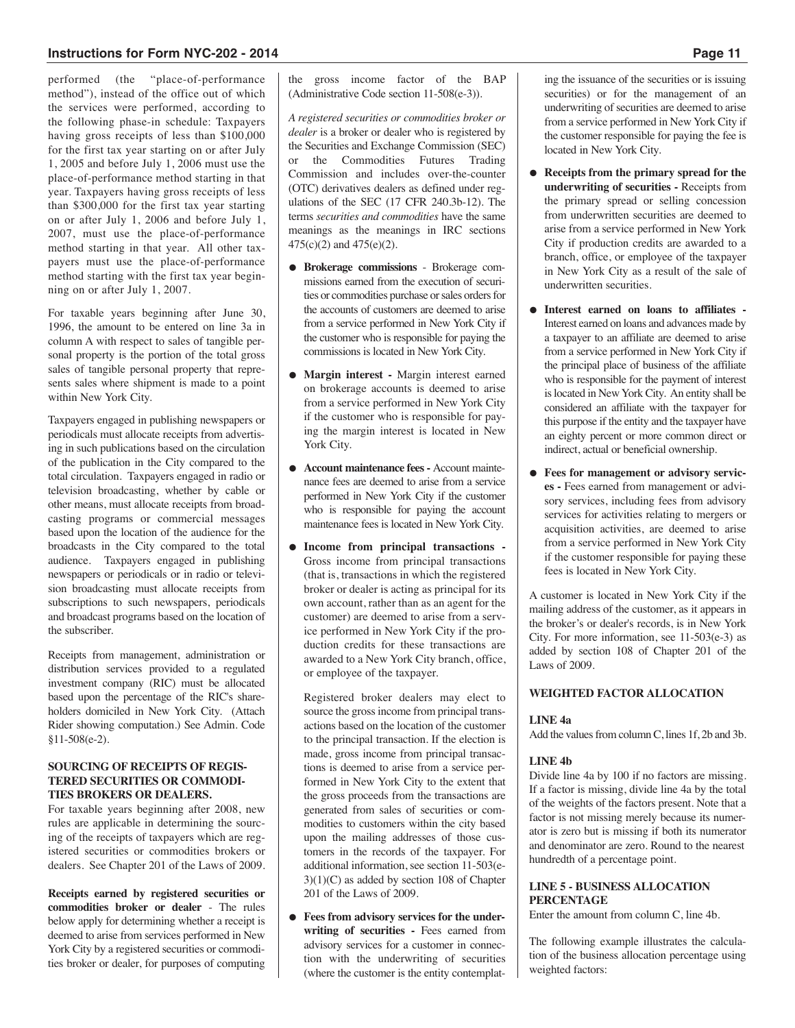performed (the "place-of-performance method"), instead of the office out of which the services were performed, according to the following phase-in schedule: Taxpayers having gross receipts of less than $100,000 for the first tax year starting on or after July 1, 2005 and before July 1, 2006 must use the place-of-performance method starting in that year. Taxpayers having gross receipts of less than $300,000 for the first tax year starting on or after July 1, 2006 and before July 1, 2007, must use the place-of-performance method starting in that year. All other taxpayers must use the place-of-performance method starting with the first tax year beginning on or after July 1, 2007.

For taxable years beginning after June 30, 1996, the amount to be entered on line 3a in column A with respect to sales of tangible personal property is the portion of the total gross sales of tangible personal property that represents sales where shipment is made to a point within New York City.

Taxpayers engaged in publishing newspapers or periodicals must allocate receipts from advertising in such publications based on the circulation of the publication in the City compared to the total circulation. Taxpayers engaged in radio or television broadcasting, whether by cable or other means, must allocate receipts from broadcasting programs or commercial messages based upon the location of the audience for the broadcasts in the City compared to the total audience. Taxpayers engaged in publishing newspapers or periodicals or in radio or television broadcasting must allocate receipts from subscriptions to such newspapers, periodicals and broadcast programs based on the location of the subscriber.

Receipts from management, administration or distribution services provided to a regulated investment company (RIC) must be allocated based upon the percentage of the RIC's shareholders domiciled in New York City. (Attach Rider showing computation.) See Admin. Code §11-508(e-2).

### SOURCING OF RECEIPTS OF REGISTERED SECURITIES OR COMMODITIES BROKERS OR DEALERS.

For taxable years beginning after 2008, new rules are applicable in determining the sourcing of the receipts of taxpayers which are registered securities or commodities brokers or dealers. See Chapter 201 of the Laws of 2009.

**Receipts earned by registered securities or commodities broker or dealer** - The rules below apply for determining whether a receipt is deemed to arise from services performed in New York City by a registered securities or commodities broker or dealer, for purposes of computing the gross income factor of the BAP (Administrative Code section 11-508(e-3)).

*A registered securities or commodities broker or dealer* is a broker or dealer who is registered by the Securities and Exchange Commission (SEC) or the Commodities Futures Trading Commission and includes over-the-counter (OTC) derivatives dealers as defined under regulations of the SEC (17 CFR 240.3b-12). The terms *securities and commodities* have the same meanings as the meanings in IRC sections 475(c)(2) and 475(e)(2).

- **Brokerage commissions** - Brokerage commissions earned from the execution of securities or commodities purchase or sales orders for the accounts of customers are deemed to arise from a service performed in New York City if the customer who is responsible for paying the commissions is located in New York City.
- **Margin interest -** Margin interest earned on brokerage accounts is deemed to arise from a service performed in New York City if the customer who is responsible for paying the margin interest is located in New York City.
- **Account maintenance fees -** Account maintenance fees are deemed to arise from a service performed in New York City if the customer who is responsible for paying the account maintenance fees is located in New York City.
- **Income from principal transactions -** Gross income from principal transactions (that is, transactions in which the registered broker or dealer is acting as principal for its own account, rather than as an agent for the customer) are deemed to arise from a service performed in New York City if the production credits for these transactions are awarded to a New York City branch, office, or employee of the taxpayer.

  Registered broker dealers may elect to source the gross income from principal transactions based on the location of the customer to the principal transaction. If the election is made, gross income from principal transactions is deemed to arise from a service performed in New York City to the extent that the gross proceeds from the transactions are generated from sales of securities or commodities to customers within the city based upon the mailing addresses of those customers in the records of the taxpayer. For additional information, see section 11-503(e-3)(1)(C) as added by section 108 of Chapter 201 of the Laws of 2009.
- **Fees from advisory services for the underwriting of securities -** Fees earned from advisory services for a customer in connection with the underwriting of securities (where the customer is the entity contemplating the issuance of the securities or is issuing securities) or for the management of an underwriting of securities are deemed to arise from a service performed in New York City if the customer responsible for paying the fee is located in New York City.
- **Receipts from the primary spread for the underwriting of securities -** Receipts from the primary spread or selling concession from underwritten securities are deemed to arise from a service performed in New York City if production credits are awarded to a branch, office, or employee of the taxpayer in New York City as a result of the sale of underwritten securities.
- **Interest earned on loans to affiliates -** Interest earned on loans and advances made by a taxpayer to an affiliate are deemed to arise from a service performed in New York City if the principal place of business of the affiliate who is responsible for the payment of interest is located in New York City. An entity shall be considered an affiliate with the taxpayer for this purpose if the entity and the taxpayer have an eighty percent or more common direct or indirect, actual or beneficial ownership.
- **Fees for management or advisory services -** Fees earned from management or advisory services, including fees from advisory services for activities relating to mergers or acquisition activities, are deemed to arise from a service performed in New York City if the customer responsible for paying these fees is located in New York City.

A customer is located in New York City if the mailing address of the customer, as it appears in the broker's or dealer's records, is in New York City. For more information, see 11-503(e-3) as added by section 108 of Chapter 201 of the Laws of 2009.

### WEIGHTED FACTOR ALLOCATION

#### LINE 4a

Add the values from column C, lines 1f, 2b and 3b.

#### LINE 4b

Divide line 4a by 100 if no factors are missing. If a factor is missing, divide line 4a by the total of the weights of the factors present. Note that a factor is not missing merely because its numerator is zero but is missing if both its numerator and denominator are zero. Round to the nearest hundredth of a percentage point.

#### LINE 5 - BUSINESS ALLOCATION PERCENTAGE

Enter the amount from column C, line 4b.

The following example illustrates the calculation of the business allocation percentage using weighted factors: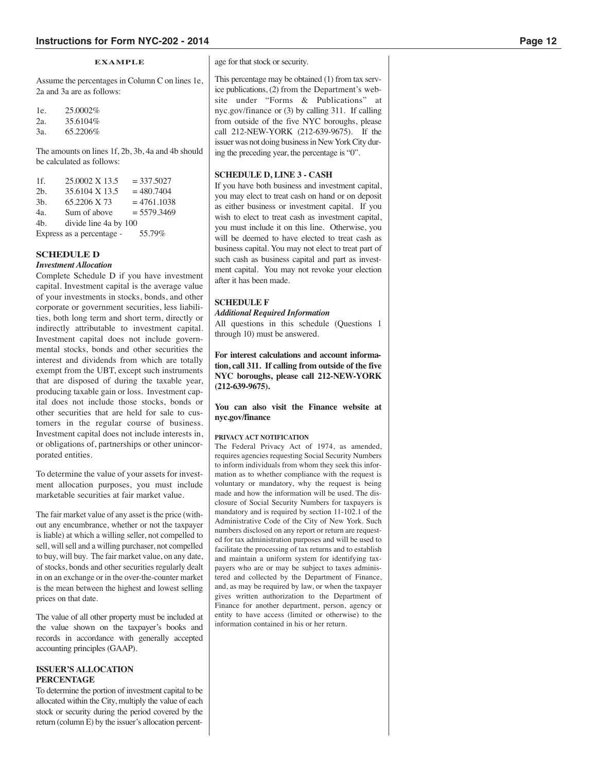**EXAMPLE**

Assume the percentages in Column C on lines 1e, 2a and 3a are as follows:

| | |
|---|---|
| 1e. | 25.0002% |
| 2a. | 35.6104% |
| 3a. | 65.2206% |

The amounts on lines 1f, 2b, 3b, 4a and 4b should be calculated as follows:

| | | |
|---|---|---|
| 1f. | 25.0002 X 13.5 | = 337.5027 |
| 2b. | 35.6104 X 13.5 | = 480.7404 |
| 3b. | 65.2206 X 73 | = 4761.1038 |
| 4a. | Sum of above | = 5579.3469 |
| 4b. | divide line 4a by 100 | |

Express as a percentage - 55.79%

## SCHEDULE D

***Investment Allocation***

Complete Schedule D if you have investment capital. Investment capital is the average value of your investments in stocks, bonds, and other corporate or government securities, less liabilities, both long term and short term, directly or indirectly attributable to investment capital. Investment capital does not include governmental stocks, bonds and other securities the interest and dividends from which are totally exempt from the UBT, except such instruments that are disposed of during the taxable year, producing taxable gain or loss. Investment capital does not include those stocks, bonds or other securities that are held for sale to customers in the regular course of business. Investment capital does not include interests in, or obligations of, partnerships or other unincorporated entities.

To determine the value of your assets for investment allocation purposes, you must include marketable securities at fair market value.

The fair market value of any asset is the price (without any encumbrance, whether or not the taxpayer is liable) at which a willing seller, not compelled to sell, will sell and a willing purchaser, not compelled to buy, will buy. The fair market value, on any date, of stocks, bonds and other securities regularly dealt in on an exchange or in the over-the-counter market is the mean between the highest and lowest selling prices on that date.

The value of all other property must be included at the value shown on the taxpayer's books and records in accordance with generally accepted accounting principles (GAAP).

## ISSUER'S ALLOCATION PERCENTAGE

To determine the portion of investment capital to be allocated within the City, multiply the value of each stock or security during the period covered by the return (column E) by the issuer's allocation percentage for that stock or security.

This percentage may be obtained (1) from tax service publications, (2) from the Department's website under "Forms & Publications" at nyc.gov/finance or (3) by calling 311. If calling from outside of the five NYC boroughs, please call 212-NEW-YORK (212-639-9675). If the issuer was not doing business in New York City during the preceding year, the percentage is "0".

## SCHEDULE D, LINE 3 - CASH

If you have both business and investment capital, you may elect to treat cash on hand or on deposit as either business or investment capital. If you wish to elect to treat cash as investment capital, you must include it on this line. Otherwise, you will be deemed to have elected to treat cash as business capital. You may not elect to treat part of such cash as business capital and part as investment capital. You may not revoke your election after it has been made.

## SCHEDULE F

***Additional Required Information***

All questions in this schedule (Questions 1 through 10) must be answered.

**For interest calculations and account information, call 311. If calling from outside of the five NYC boroughs, please call 212-NEW-YORK (212-639-9675).**

**You can also visit the Finance website at nyc.gov/finance**

**PRIVACY ACT NOTIFICATION**

The Federal Privacy Act of 1974, as amended, requires agencies requesting Social Security Numbers to inform individuals from whom they seek this information as to whether compliance with the request is voluntary or mandatory, why the request is being made and how the information will be used. The disclosure of Social Security Numbers for taxpayers is mandatory and is required by section 11-102.1 of the Administrative Code of the City of New York. Such numbers disclosed on any report or return are requested for tax administration purposes and will be used to facilitate the processing of tax returns and to establish and maintain a uniform system for identifying taxpayers who are or may be subject to taxes administered and collected by the Department of Finance, and, as may be required by law, or when the taxpayer gives written authorization to the Department of Finance for another department, person, agency or entity to have access (limited or otherwise) to the information contained in his or her return.